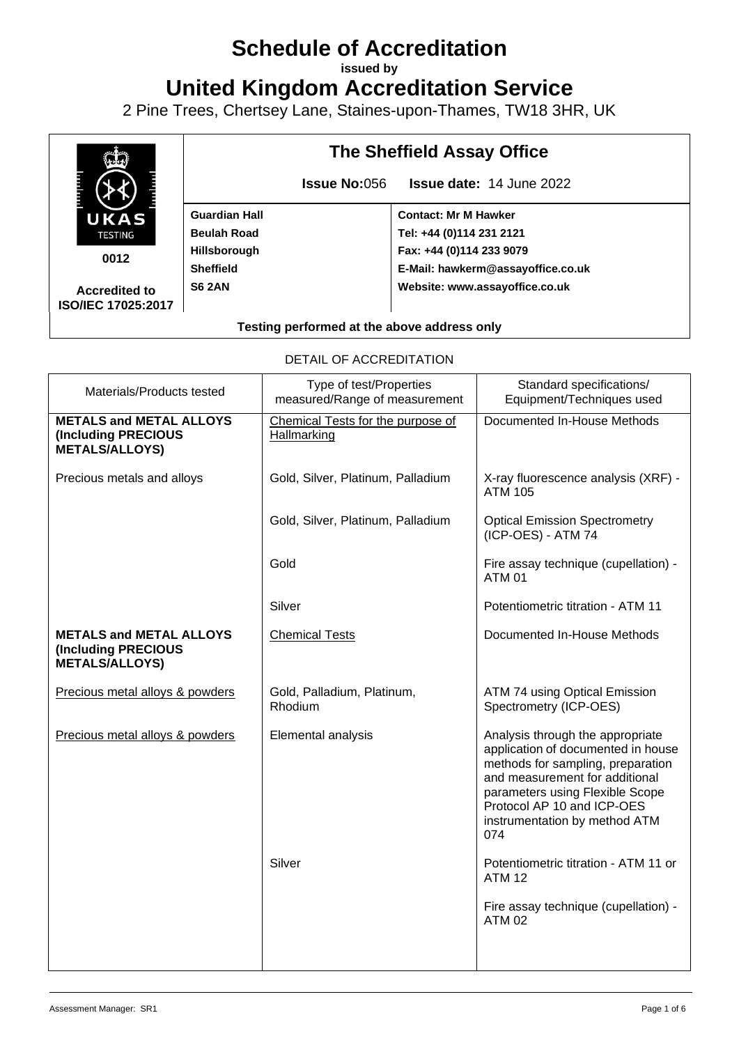# Schedule of Accreditation

**issued by**

# United Kingdom Accreditation Service

2 Pine Trees, Chertsey Lane, Staines-upon-Thames, TW18 3HR, UK

UKAS TESTING

0012

**Accredited to ISO/IEC 17025:2017**

## The Sheffield Assay Office

**Issue No:** 056 **Issue date:** 14 June 2022

| | |
|---|---|
| **Guardian Hall** | **Contact: Mr M Hawker** |
| **Beulah Road** | **Tel: +44 (0)114 231 2121** |
| **Hillsborough** | **Fax: +44 (0)114 233 9079** |
| **Sheffield** | **E-Mail: hawkerm@assayoffice.co.uk** |
| **S6 2AN** | **Website: www.assayoffice.co.uk** |

**Testing performed at the above address only**

DETAIL OF ACCREDITATION

| Materials/Products tested | Type of test/Properties measured/Range of measurement | Standard specifications/ Equipment/Techniques used |
|---|---|---|
| **METALS and METAL ALLOYS (Including PRECIOUS METALS/ALLOYS)** | Chemical Tests for the purpose of Hallmarking | Documented In-House Methods |
| Precious metals and alloys | Gold, Silver, Platinum, Palladium | X-ray fluorescence analysis (XRF) - ATM 105 |
| | Gold, Silver, Platinum, Palladium | Optical Emission Spectrometry (ICP-OES) - ATM 74 |
| | Gold | Fire assay technique (cupellation) - ATM 01 |
| | Silver | Potentiometric titration - ATM 11 |
| **METALS and METAL ALLOYS (Including PRECIOUS METALS/ALLOYS)** | Chemical Tests | Documented In-House Methods |
| Precious metal alloys & powders | Gold, Palladium, Platinum, Rhodium | ATM 74 using Optical Emission Spectrometry (ICP-OES) |
| Precious metal alloys & powders | Elemental analysis | Analysis through the appropriate application of documented in house methods for sampling, preparation and measurement for additional parameters using Flexible Scope Protocol AP 10 and ICP-OES instrumentation by method ATM 074 |
| | Silver | Potentiometric titration - ATM 11 or ATM 12 |
| | | Fire assay technique (cupellation) - ATM 02 |

Assessment Manager: SR1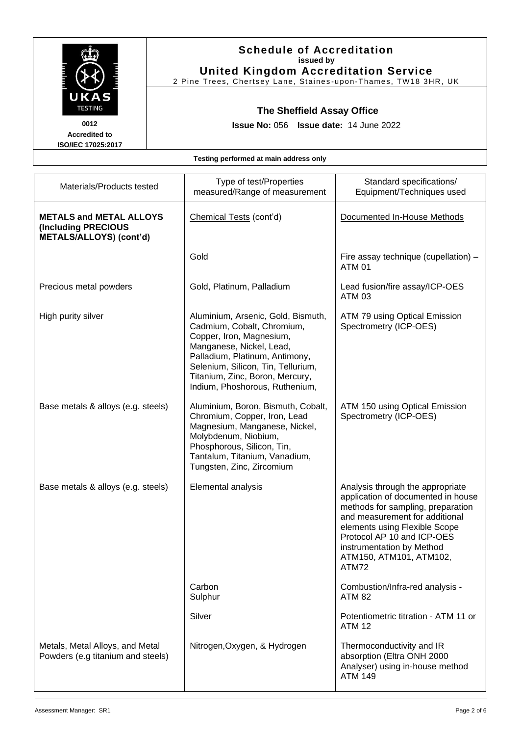## Schedule of Accreditation
**issued by**
**United Kingdom Accreditation Service**
2 Pine Trees, Chertsey Lane, Staines-upon-Thames, TW18 3HR, UK

UKAS TESTING
**0012**
**Accredited to ISO/IEC 17025:2017**

### The Sheffield Assay Office

**Issue No:** 056 **Issue date:** 14 June 2022

**Testing performed at main address only**

| Materials/Products tested | Type of test/Properties measured/Range of measurement | Standard specifications/ Equipment/Techniques used |
|---|---|---|
| **METALS and METAL ALLOYS (Including PRECIOUS METALS/ALLOYS) (cont'd)** | Chemical Tests (cont'd) | Documented In-House Methods |
| | Gold | Fire assay technique (cupellation) – ATM 01 |
| Precious metal powders | Gold, Platinum, Palladium | Lead fusion/fire assay/ICP-OES ATM 03 |
| High purity silver | Aluminium, Arsenic, Gold, Bismuth, Cadmium, Cobalt, Chromium, Copper, Iron, Magnesium, Manganese, Nickel, Lead, Palladium, Platinum, Antimony, Selenium, Silicon, Tin, Tellurium, Titanium, Zinc, Boron, Mercury, Indium, Phoshorous, Ruthenium, | ATM 79 using Optical Emission Spectrometry (ICP-OES) |
| Base metals & alloys (e.g. steels) | Aluminium, Boron, Bismuth, Cobalt, Chromium, Copper, Iron, Lead Magnesium, Manganese, Nickel, Molybdenum, Niobium, Phosphorous, Silicon, Tin, Tantalum, Titanium, Vanadium, Tungsten, Zinc, Zircomium | ATM 150 using Optical Emission Spectrometry (ICP-OES) |
| Base metals & alloys (e.g. steels) | Elemental analysis | Analysis through the appropriate application of documented in house methods for sampling, preparation and measurement for additional elements using Flexible Scope Protocol AP 10 and ICP-OES instrumentation by Method ATM150, ATM101, ATM102, ATM72 |
| | Carbon<br>Sulphur | Combustion/Infra-red analysis - ATM 82 |
| | Silver | Potentiometric titration - ATM 11 or ATM 12 |
| Metals, Metal Alloys, and Metal Powders (e.g titanium and steels) | Nitrogen,Oxygen, & Hydrogen | Thermoconductivity and IR absorption (Eltra ONH 2000 Analyser) using in-house method ATM 149 |

Assessment Manager: SR1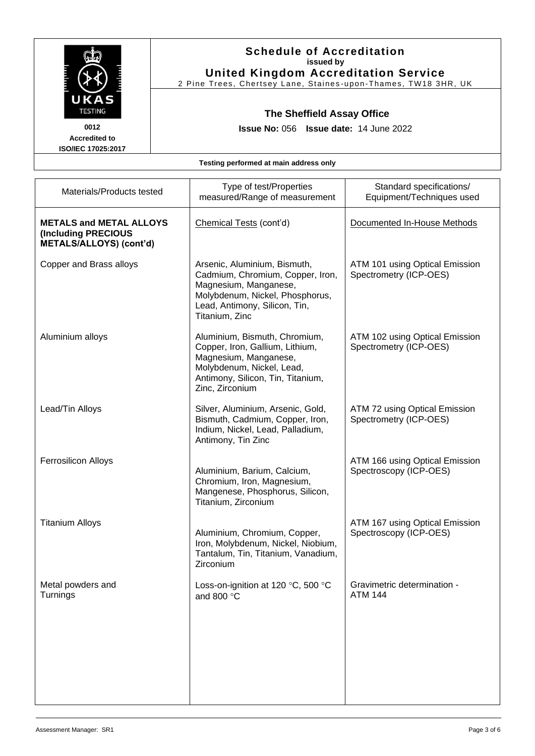## Schedule of Accreditation
**issued by**
**United Kingdom Accreditation Service**
2 Pine Trees, Chertsey Lane, Staines-upon-Thames, TW18 3HR, UK

UKAS TESTING
**0012**
**Accredited to**
**ISO/IEC 17025:2017**

### The Sheffield Assay Office

**Issue No:** 056 **Issue date:** 14 June 2022

**Testing performed at main address only**

| Materials/Products tested | Type of test/Properties measured/Range of measurement | Standard specifications/ Equipment/Techniques used |
|---|---|---|
| **METALS and METAL ALLOYS (Including PRECIOUS METALS/ALLOYS) (cont'd)** | Chemical Tests (cont'd) | Documented In-House Methods |
| Copper and Brass alloys | Arsenic, Aluminium, Bismuth, Cadmium, Chromium, Copper, Iron, Magnesium, Manganese, Molybdenum, Nickel, Phosphorus, Lead, Antimony, Silicon, Tin, Titanium, Zinc | ATM 101 using Optical Emission Spectrometry (ICP-OES) |
| Aluminium alloys | Aluminium, Bismuth, Chromium, Copper, Iron, Gallium, Lithium, Magnesium, Manganese, Molybdenum, Nickel, Lead, Antimony, Silicon, Tin, Titanium, Zinc, Zirconium | ATM 102 using Optical Emission Spectrometry (ICP-OES) |
| Lead/Tin Alloys | Silver, Aluminium, Arsenic, Gold, Bismuth, Cadmium, Copper, Iron, Indium, Nickel, Lead, Palladium, Antimony, Tin Zinc | ATM 72 using Optical Emission Spectrometry (ICP-OES) |
| Ferrosilicon Alloys | Aluminium, Barium, Calcium, Chromium, Iron, Magnesium, Mangenese, Phosphorus, Silicon, Titanium, Zirconium | ATM 166 using Optical Emission Spectroscopy (ICP-OES) |
| Titanium Alloys | Aluminium, Chromium, Copper, Iron, Molybdenum, Nickel, Niobium, Tantalum, Tin, Titanium, Vanadium, Zirconium | ATM 167 using Optical Emission Spectroscopy (ICP-OES) |
| Metal powders and Turnings | Loss-on-ignition at 120 °C, 500 °C and 800 °C | Gravimetric determination - ATM 144 |

Assessment Manager: SR1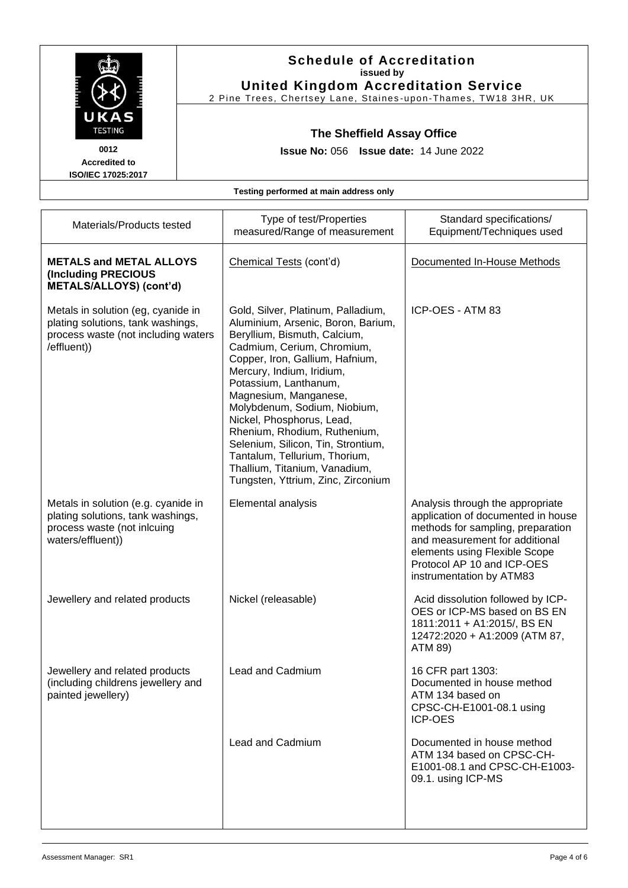# Schedule of Accreditation
**issued by**
**United Kingdom Accreditation Service**
2 Pine Trees, Chertsey Lane, Staines-upon-Thames, TW18 3HR, UK

**0012**
**Accredited to**
**ISO/IEC 17025:2017**

## The Sheffield Assay Office

**Issue No:** 056 **Issue date:** 14 June 2022

**Testing performed at main address only**

| Materials/Products tested | Type of test/Properties measured/Range of measurement | Standard specifications/ Equipment/Techniques used |
|---|---|---|
| **METALS and METAL ALLOYS (Including PRECIOUS METALS/ALLOYS) (cont'd)** | Chemical Tests (cont'd) | Documented In-House Methods |
| Metals in solution (eg, cyanide in plating solutions, tank washings, process waste (not including waters /effluent)) | Gold, Silver, Platinum, Palladium, Aluminium, Arsenic, Boron, Barium, Beryllium, Bismuth, Calcium, Cadmium, Cerium, Chromium, Copper, Iron, Gallium, Hafnium, Mercury, Indium, Iridium, Potassium, Lanthanum, Magnesium, Manganese, Molybdenum, Sodium, Niobium, Nickel, Phosphorus, Lead, Rhenium, Rhodium, Ruthenium, Selenium, Silicon, Tin, Strontium, Tantalum, Tellurium, Thorium, Thallium, Titanium, Vanadium, Tungsten, Yttrium, Zinc, Zirconium | ICP-OES - ATM 83 |
| Metals in solution (e.g. cyanide in plating solutions, tank washings, process waste (not inlcuing waters/effluent)) | Elemental analysis | Analysis through the appropriate application of documented in house methods for sampling, preparation and measurement for additional elements using Flexible Scope Protocol AP 10 and ICP-OES instrumentation by ATM83 |
| Jewellery and related products | Nickel (releasable) | Acid dissolution followed by ICP-OES or ICP-MS based on BS EN 1811:2011 + A1:2015/, BS EN 12472:2020 + A1:2009 (ATM 87, ATM 89) |
| Jewellery and related products (including childrens jewellery and painted jewellery) | Lead and Cadmium | 16 CFR part 1303: Documented in house method ATM 134 based on CPSC-CH-E1001-08.1 using ICP-OES |
| | Lead and Cadmium | Documented in house method ATM 134 based on CPSC-CH-E1001-08.1 and CPSC-CH-E1003-09.1. using ICP-MS |

Assessment Manager: SR1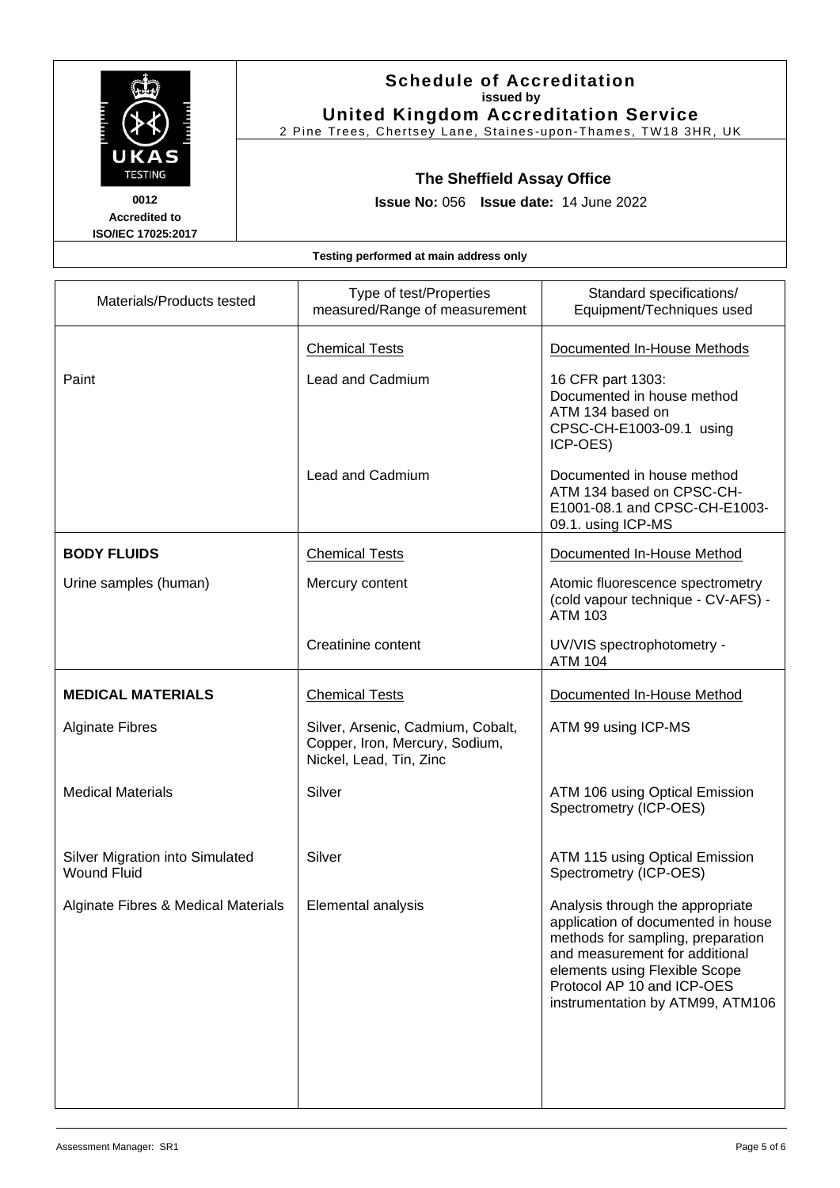# Schedule of Accreditation

**issued by**

**United Kingdom Accreditation Service**

2 Pine Trees, Chertsey Lane, Staines-upon-Thames, TW18 3HR, UK

UKAS TESTING

0012

Accredited to ISO/IEC 17025:2017

## The Sheffield Assay Office

**Issue No:** 056 **Issue date:** 14 June 2022

**Testing performed at main address only**

| Materials/Products tested | Type of test/Properties measured/Range of measurement | Standard specifications/ Equipment/Techniques used |
|---|---|---|
| | Chemical Tests | Documented In-House Methods |
| Paint | Lead and Cadmium | 16 CFR part 1303: Documented in house method ATM 134 based on CPSC-CH-E1003-09.1 using ICP-OES) |
| | Lead and Cadmium | Documented in house method ATM 134 based on CPSC-CH-E1001-08.1 and CPSC-CH-E1003-09.1. using ICP-MS |
| **BODY FLUIDS** | Chemical Tests | Documented In-House Method |
| Urine samples (human) | Mercury content | Atomic fluorescence spectrometry (cold vapour technique - CV-AFS) - ATM 103 |
| | Creatinine content | UV/VIS spectrophotometry - ATM 104 |
| **MEDICAL MATERIALS** | Chemical Tests | Documented In-House Method |
| Alginate Fibres | Silver, Arsenic, Cadmium, Cobalt, Copper, Iron, Mercury, Sodium, Nickel, Lead, Tin, Zinc | ATM 99 using ICP-MS |
| Medical Materials | Silver | ATM 106 using Optical Emission Spectrometry (ICP-OES) |
| Silver Migration into Simulated Wound Fluid | Silver | ATM 115 using Optical Emission Spectrometry (ICP-OES) |
| Alginate Fibres & Medical Materials | Elemental analysis | Analysis through the appropriate application of documented in house methods for sampling, preparation and measurement for additional elements using Flexible Scope Protocol AP 10 and ICP-OES instrumentation by ATM99, ATM106 |

Assessment Manager: SR1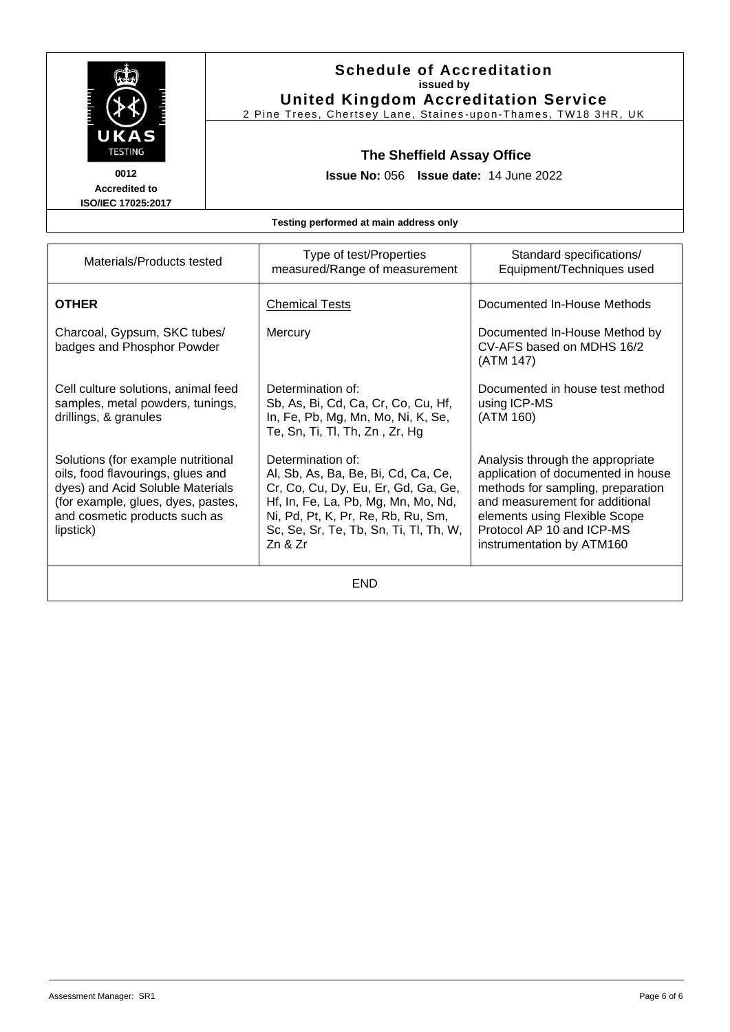**Schedule of Accreditation**
**issued by**
**United Kingdom Accreditation Service**
2 Pine Trees, Chertsey Lane, Staines-upon-Thames, TW18 3HR, UK

UKAS TESTING
**0012**
**Accredited to ISO/IEC 17025:2017**

**The Sheffield Assay Office**

**Issue No:** 056 **Issue date:** 14 June 2022

**Testing performed at main address only**

| Materials/Products tested | Type of test/Properties measured/Range of measurement | Standard specifications/ Equipment/Techniques used |
|---|---|---|
| **OTHER** | Chemical Tests | Documented In-House Methods |
| Charcoal, Gypsum, SKC tubes/ badges and Phosphor Powder | Mercury | Documented In-House Method by CV-AFS based on MDHS 16/2 (ATM 147) |
| Cell culture solutions, animal feed samples, metal powders, tunings, drillings, & granules | Determination of: Sb, As, Bi, Cd, Ca, Cr, Co, Cu, Hf, In, Fe, Pb, Mg, Mn, Mo, Ni, K, Se, Te, Sn, Ti, Tl, Th, Zn , Zr, Hg | Documented in house test method using ICP-MS (ATM 160) |
| Solutions (for example nutritional oils, food flavourings, glues and dyes) and Acid Soluble Materials (for example, glues, dyes, pastes, and cosmetic products such as lipstick) | Determination of: Al, Sb, As, Ba, Be, Bi, Cd, Ca, Ce, Cr, Co, Cu, Dy, Eu, Er, Gd, Ga, Ge, Hf, In, Fe, La, Pb, Mg, Mn, Mo, Nd, Ni, Pd, Pt, K, Pr, Re, Rb, Ru, Sm, Sc, Se, Sr, Te, Tb, Sn, Ti, Tl, Th, W, Zn & Zr | Analysis through the appropriate application of documented in house methods for sampling, preparation and measurement for additional elements using Flexible Scope Protocol AP 10 and ICP-MS instrumentation by ATM160 |

END

Assessment Manager: SR1